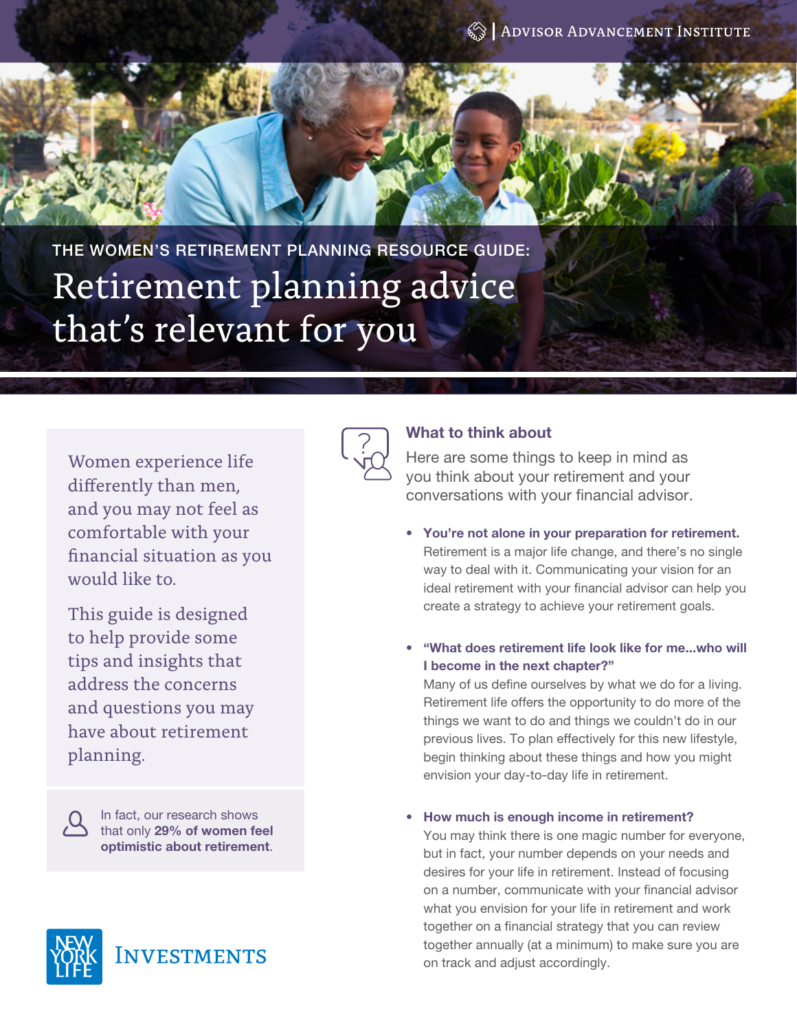Advisor Advancement Institute

THE WOMEN'S RETIREMENT PLANNING RESOURCE GUIDE:

# Retirement planning advice that's relevant for you

Women experience life differently than men, and you may not feel as comfortable with your financial situation as you would like to.

This guide is designed to help provide some tips and insights that address the concerns and questions you may have about retirement planning.

In fact, our research shows that only **29% of women feel optimistic about retirement**.

New York Life Investments

## What to think about

Here are some things to keep in mind as you think about your retirement and your conversations with your financial advisor.

- **You're not alone in your preparation for retirement.** Retirement is a major life change, and there's no single way to deal with it. Communicating your vision for an ideal retirement with your financial advisor can help you create a strategy to achieve your retirement goals.

- **"What does retirement life look like for me...who will I become in the next chapter?"** Many of us define ourselves by what we do for a living. Retirement life offers the opportunity to do more of the things we want to do and things we couldn't do in our previous lives. To plan effectively for this new lifestyle, begin thinking about these things and how you might envision your day-to-day life in retirement.

- **How much is enough income in retirement?** You may think there is one magic number for everyone, but in fact, your number depends on your needs and desires for your life in retirement. Instead of focusing on a number, communicate with your financial advisor what you envision for your life in retirement and work together on a financial strategy that you can review together annually (at a minimum) to make sure you are on track and adjust accordingly.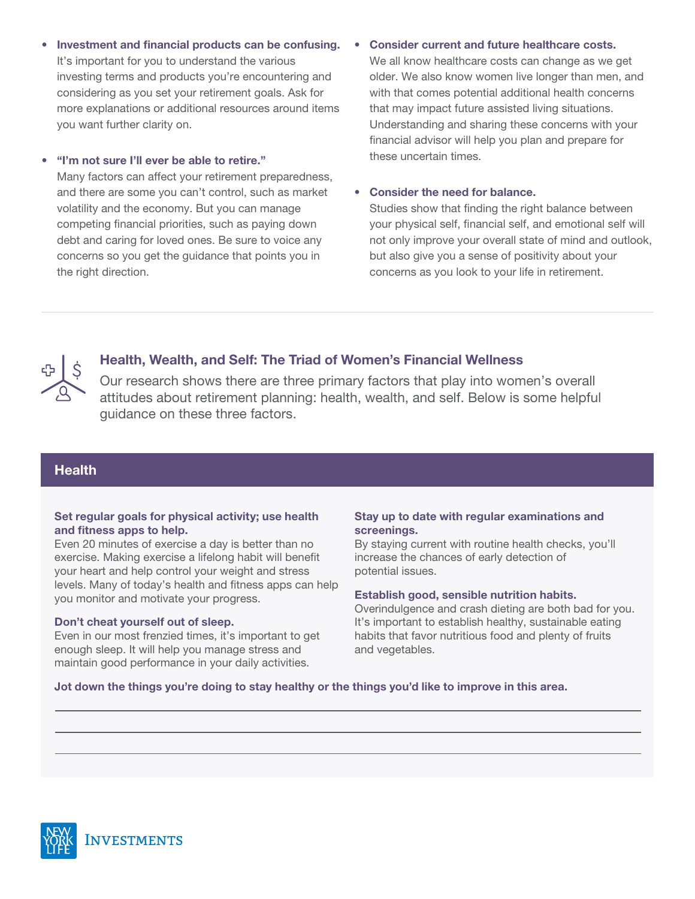- **Investment and financial products can be confusing.** It's important for you to understand the various investing terms and products you're encountering and considering as you set your retirement goals. Ask for more explanations or additional resources around items you want further clarity on.

- **"I'm not sure I'll ever be able to retire."** Many factors can affect your retirement preparedness, and there are some you can't control, such as market volatility and the economy. But you can manage competing financial priorities, such as paying down debt and caring for loved ones. Be sure to voice any concerns so you get the guidance that points you in the right direction.

- **Consider current and future healthcare costs.** We all know healthcare costs can change as we get older. We also know women live longer than men, and with that comes potential additional health concerns that may impact future assisted living situations. Understanding and sharing these concerns with your financial advisor will help you plan and prepare for these uncertain times.

- **Consider the need for balance.** Studies show that finding the right balance between your physical self, financial self, and emotional self will not only improve your overall state of mind and outlook, but also give you a sense of positivity about your concerns as you look to your life in retirement.

---

## Health, Wealth, and Self: The Triad of Women's Financial Wellness

Our research shows there are three primary factors that play into women's overall attitudes about retirement planning: health, wealth, and self. Below is some helpful guidance on these three factors.

### Health

**Set regular goals for physical activity; use health and fitness apps to help.**
Even 20 minutes of exercise a day is better than no exercise. Making exercise a lifelong habit will benefit your heart and help control your weight and stress levels. Many of today's health and fitness apps can help you monitor and motivate your progress.

**Don't cheat yourself out of sleep.**
Even in our most frenzied times, it's important to get enough sleep. It will help you manage stress and maintain good performance in your daily activities.

**Stay up to date with regular examinations and screenings.**
By staying current with routine health checks, you'll increase the chances of early detection of potential issues.

**Establish good, sensible nutrition habits.**
Overindulgence and crash dieting are both bad for you. It's important to establish healthy, sustainable eating habits that favor nutritious food and plenty of fruits and vegetables.

**Jot down the things you're doing to stay healthy or the things you'd like to improve in this area.**

______________________________________________

______________________________________________

______________________________________________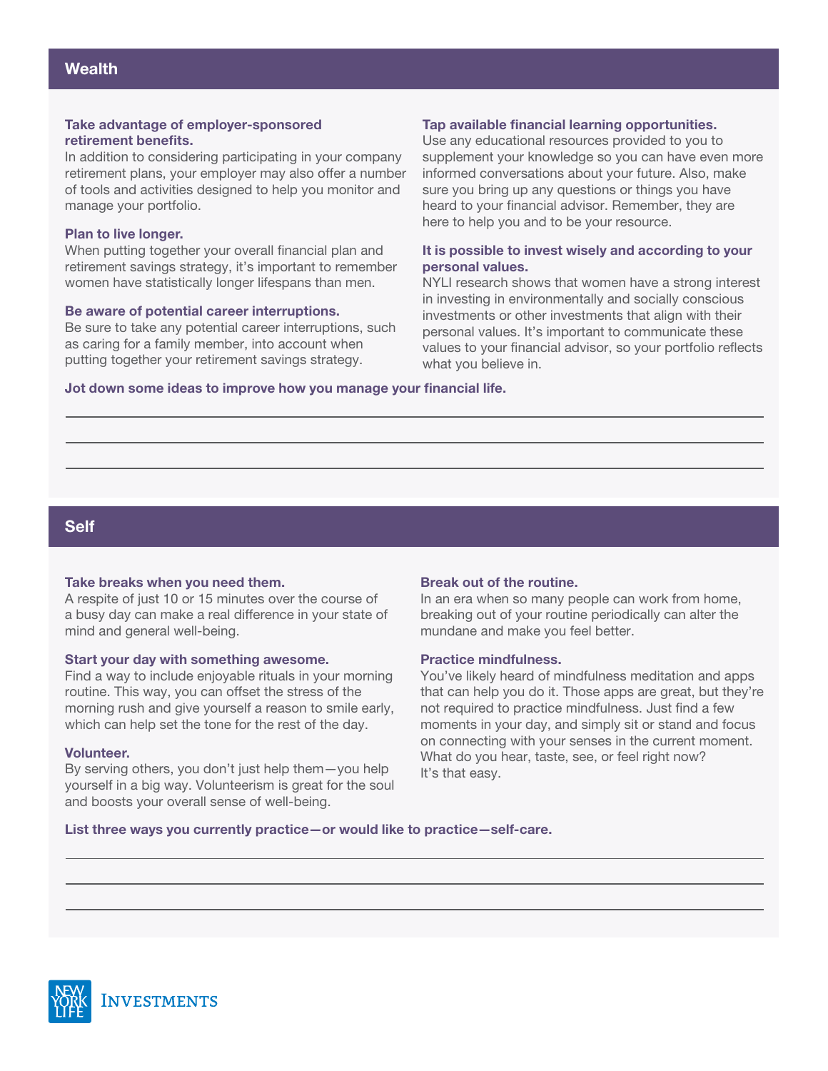## Wealth

**Take advantage of employer-sponsored retirement benefits.**
In addition to considering participating in your company retirement plans, your employer may also offer a number of tools and activities designed to help you monitor and manage your portfolio.

**Plan to live longer.**
When putting together your overall financial plan and retirement savings strategy, it's important to remember women have statistically longer lifespans than men.

**Be aware of potential career interruptions.**
Be sure to take any potential career interruptions, such as caring for a family member, into account when putting together your retirement savings strategy.

**Tap available financial learning opportunities.**
Use any educational resources provided to you to supplement your knowledge so you can have even more informed conversations about your future. Also, make sure you bring up any questions or things you have heard to your financial advisor. Remember, they are here to help you and to be your resource.

**It is possible to invest wisely and according to your personal values.**
NYLI research shows that women have a strong interest in investing in environmentally and socially conscious investments or other investments that align with their personal values. It's important to communicate these values to your financial advisor, so your portfolio reflects what you believe in.

**Jot down some ideas to improve how you manage your financial life.**

\_\_\_\_\_\_\_\_\_\_\_\_\_\_\_\_\_\_\_\_\_\_\_\_\_\_\_\_\_\_\_\_\_\_\_\_\_\_\_\_

\_\_\_\_\_\_\_\_\_\_\_\_\_\_\_\_\_\_\_\_\_\_\_\_\_\_\_\_\_\_\_\_\_\_\_\_\_\_\_\_

\_\_\_\_\_\_\_\_\_\_\_\_\_\_\_\_\_\_\_\_\_\_\_\_\_\_\_\_\_\_\_\_\_\_\_\_\_\_\_\_

## Self

**Take breaks when you need them.**
A respite of just 10 or 15 minutes over the course of a busy day can make a real difference in your state of mind and general well-being.

**Start your day with something awesome.**
Find a way to include enjoyable rituals in your morning routine. This way, you can offset the stress of the morning rush and give yourself a reason to smile early, which can help set the tone for the rest of the day.

**Volunteer.**
By serving others, you don't just help them—you help yourself in a big way. Volunteerism is great for the soul and boosts your overall sense of well-being.

**Break out of the routine.**
In an era when so many people can work from home, breaking out of your routine periodically can alter the mundane and make you feel better.

**Practice mindfulness.**
You've likely heard of mindfulness meditation and apps that can help you do it. Those apps are great, but they're not required to practice mindfulness. Just find a few moments in your day, and simply sit or stand and focus on connecting with your senses in the current moment. What do you hear, taste, see, or feel right now? It's that easy.

**List three ways you currently practice—or would like to practice—self-care.**

\_\_\_\_\_\_\_\_\_\_\_\_\_\_\_\_\_\_\_\_\_\_\_\_\_\_\_\_\_\_\_\_\_\_\_\_\_\_\_\_

\_\_\_\_\_\_\_\_\_\_\_\_\_\_\_\_\_\_\_\_\_\_\_\_\_\_\_\_\_\_\_\_\_\_\_\_\_\_\_\_

\_\_\_\_\_\_\_\_\_\_\_\_\_\_\_\_\_\_\_\_\_\_\_\_\_\_\_\_\_\_\_\_\_\_\_\_\_\_\_\_

NEW YORK LIFE INVESTMENTS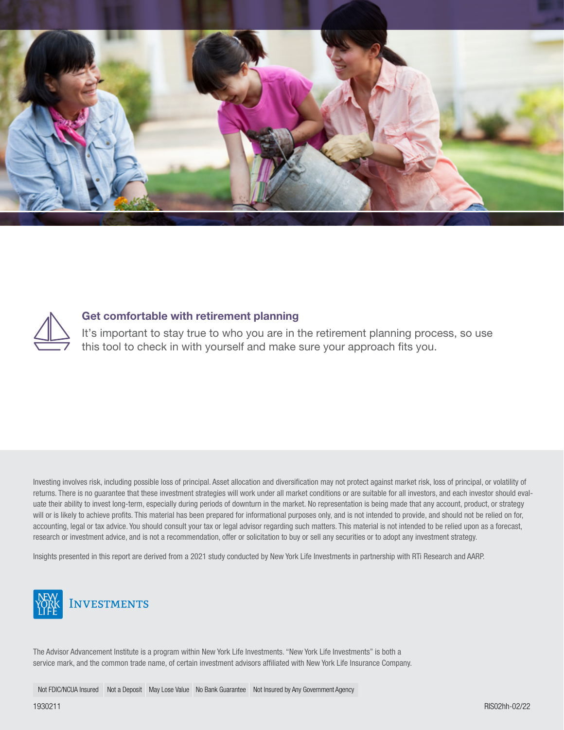## Get comfortable with retirement planning

It's important to stay true to who you are in the retirement planning process, so use this tool to check in with yourself and make sure your approach fits you.

Investing involves risk, including possible loss of principal. Asset allocation and diversification may not protect against market risk, loss of principal, or volatility of returns. There is no guarantee that these investment strategies will work under all market conditions or are suitable for all investors, and each investor should evaluate their ability to invest long-term, especially during periods of downturn in the market. No representation is being made that any account, product, or strategy will or is likely to achieve profits. This material has been prepared for informational purposes only, and is not intended to provide, and should not be relied on for, accounting, legal or tax advice. You should consult your tax or legal advisor regarding such matters. This material is not intended to be relied upon as a forecast, research or investment advice, and is not a recommendation, offer or solicitation to buy or sell any securities or to adopt any investment strategy.

Insights presented in this report are derived from a 2021 study conducted by New York Life Investments in partnership with RTi Research and AARP.

NEW YORK LIFE INVESTMENTS

The Advisor Advancement Institute is a program within New York Life Investments. "New York Life Investments" is both a service mark, and the common trade name, of certain investment advisors affiliated with New York Life Insurance Company.

Not FDIC/NCUA Insured | Not a Deposit | May Lose Value | No Bank Guarantee | Not Insured by Any Government Agency

1930211

RIS02hh-02/22